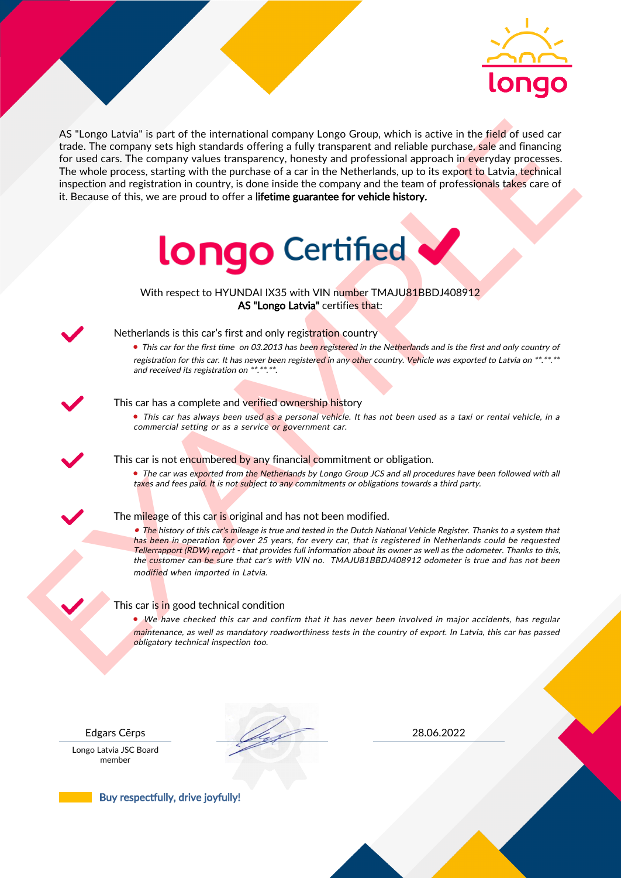longo

AS "Longo Latvia" is part of the international company Longo Group, which is active in the field of used car trade. The company sets high standards offering a fully transparent and reliable purchase, sale and financing for used cars. The company values transparency, honesty and professional approach in everyday processes. The whole process, starting with the purchase of a car in the Netherlands, up to its export to Latvia, technical inspection and registration in country, is done inside the company and the team of professionals takes care of it. Because of this, we are proud to offer a **lifetime guarantee for vehicle history.**

# longo Certified ✔

With respect to HYUNDAI IX35 with VIN number TMAJU81BBDJ408912
**AS "Longo Latvia"** certifies that:

✔ Netherlands is this car's first and only registration country

- *This car for the first time on 03.2013 has been registered in the Netherlands and is the first and only country of registration for this car. It has never been registered in any other country. Vehicle was exported to Latvia on **.**.** and received its registration on **.**.**.*

✔ This car has a complete and verified ownership history

- *This car has always been used as a personal vehicle. It has not been used as a taxi or rental vehicle, in a commercial setting or as a service or government car.*

✔ This car is not encumbered by any financial commitment or obligation.

- *The car was exported from the Netherlands by Longo Group JCS and all procedures have been followed with all taxes and fees paid. It is not subject to any commitments or obligations towards a third party.*

✔ The mileage of this car is original and has not been modified.

- *The history of this car's mileage is true and tested in the Dutch National Vehicle Register. Thanks to a system that has been in operation for over 25 years, for every car, that is registered in Netherlands could be requested Tellerrapport (RDW) report - that provides full information about its owner as well as the odometer. Thanks to this, the customer can be sure that car's with VIN no. TMAJU81BBDJ408912 odometer is true and has not been modified when imported in Latvia.*

✔ This car is in good technical condition

- *We have checked this car and confirm that it has never been involved in major accidents, has regular maintenance, as well as mandatory roadworthiness tests in the country of export. In Latvia, this car has passed obligatory technical inspection too.*

| Edgars Cērps | | 28.06.2022 |
|---|---|---|
| Longo Latvia JSC Board member | | |

Buy respectfully, drive joyfully!

EXAMPLE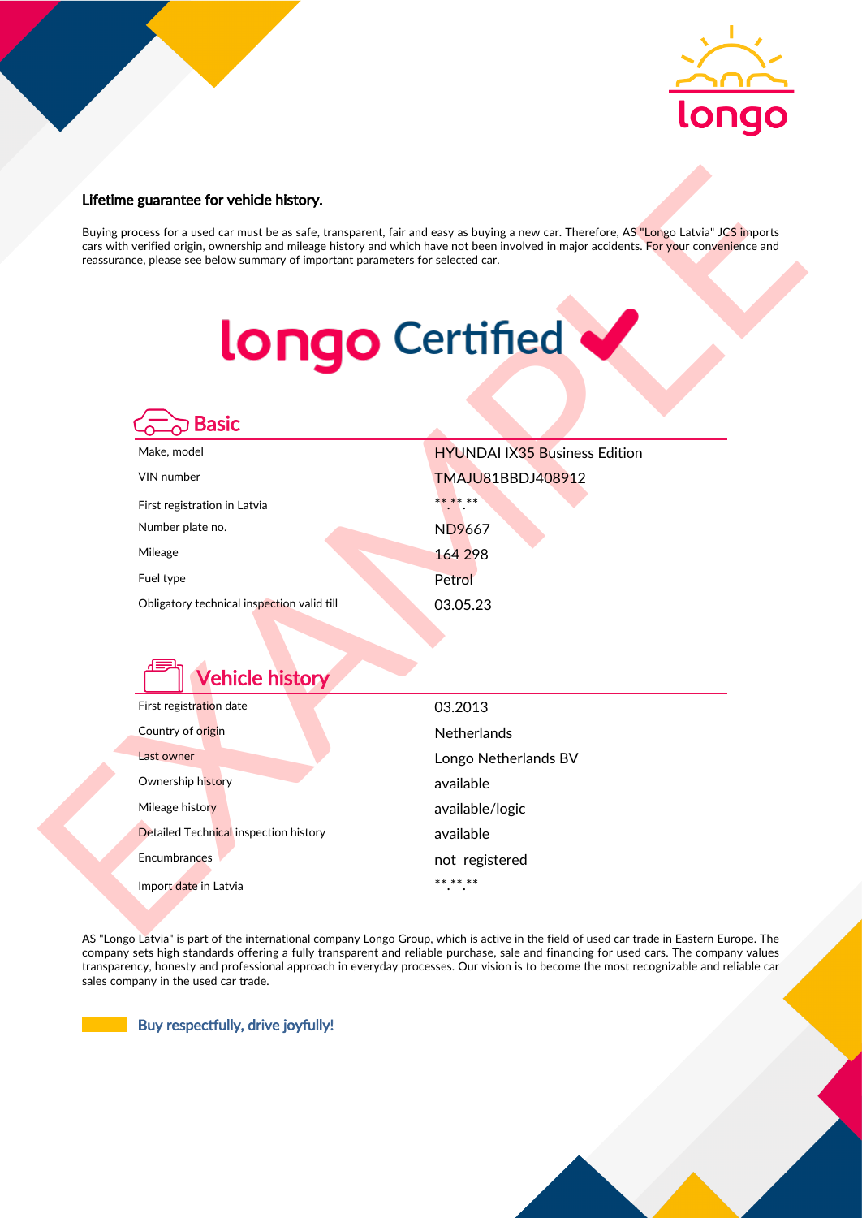**Lifetime guarantee for vehicle history.**

Buying process for a used car must be as safe, transparent, fair and easy as buying a new car. Therefore, AS "Longo Latvia" JCS imports cars with verified origin, ownership and mileage history and which have not been involved in major accidents. For your convenience and reassurance, please see below summary of important parameters for selected car.

# longo Certified

## Basic

| | |
|---|---|
| Make, model | HYUNDAI IX35 Business Edition |
| VIN number | TMAJU81BBDJ408912 |
| First registration in Latvia | **.**.** |
| Number plate no. | ND9667 |
| Mileage | 164 298 |
| Fuel type | Petrol |
| Obligatory technical inspection valid till | 03.05.23 |

## Vehicle history

| | |
|---|---|
| First registration date | 03.2013 |
| Country of origin | Netherlands |
| Last owner | Longo Netherlands BV |
| Ownership history | available |
| Mileage history | available/logic |
| Detailed Technical inspection history | available |
| Encumbrances | not registered |
| Import date in Latvia | **.**.** |

AS "Longo Latvia" is part of the international company Longo Group, which is active in the field of used car trade in Eastern Europe. The company sets high standards offering a fully transparent and reliable purchase, sale and financing for used cars. The company values transparency, honesty and professional approach in everyday processes. Our vision is to become the most recognizable and reliable car sales company in the used car trade.

**Buy respectfully, drive joyfully!**